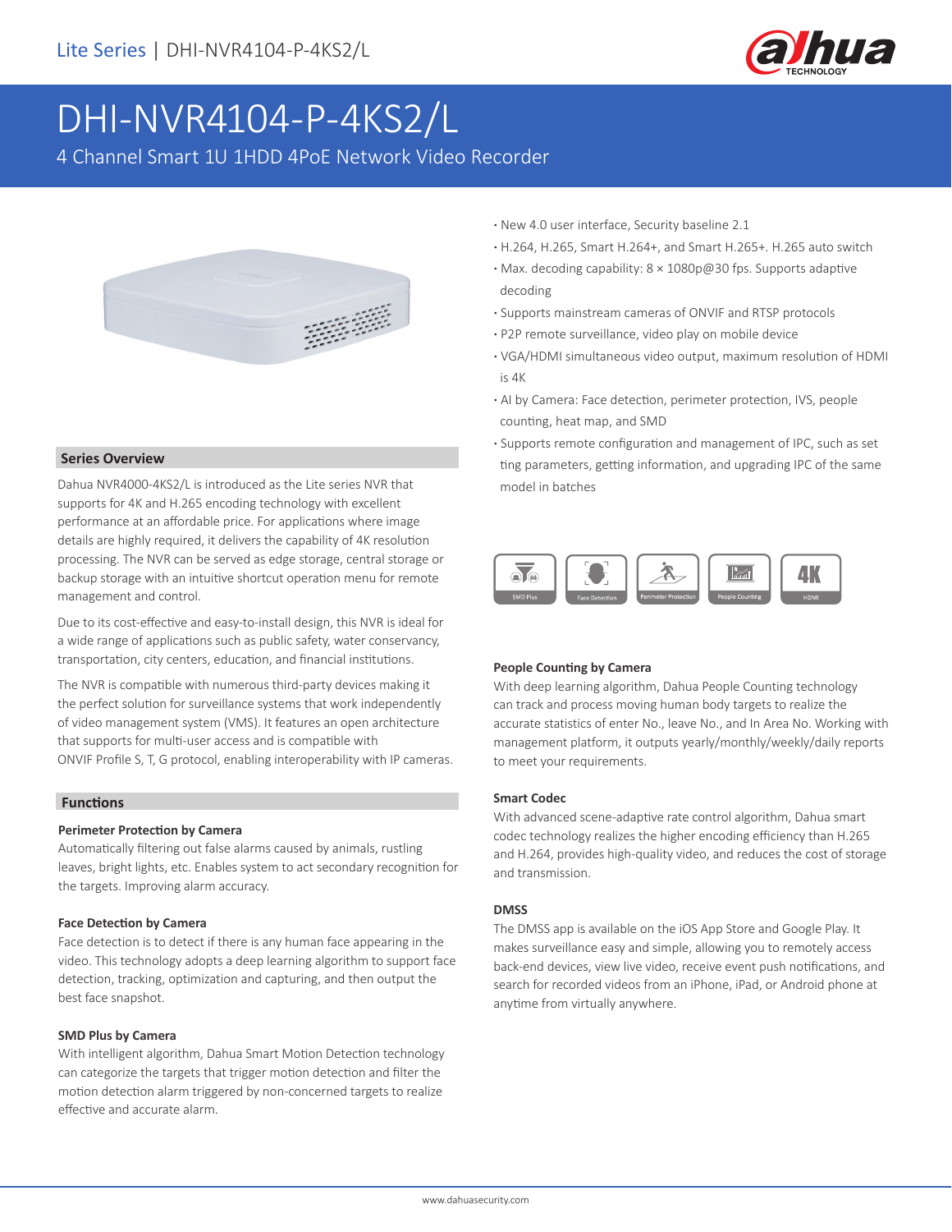# DHI-NVR4104-P-4KS2/L

4 Channel Smart 1U 1HDD 4PoE Network Video Recorder

- New 4.0 user interface, Security baseline 2.1
- H.264, H.265, Smart H.264+, and Smart H.265+. H.265 auto switch
- Max. decoding capability: 8 × 1080p@30 fps. Supports adaptive decoding
- Supports mainstream cameras of ONVIF and RTSP protocols
- P2P remote surveillance, video play on mobile device
- VGA/HDMI simultaneous video output, maximum resolution of HDMI is 4K
- AI by Camera: Face detection, perimeter protection, IVS, people counting, heat map, and SMD
- Supports remote configuration and management of IPC, such as set ting parameters, getting information, and upgrading IPC of the same model in batches

SMD Plus | Face Detection | Perimeter Protection | People Counting | 4K HDMI

## Series Overview

Dahua NVR4000-4KS2/L is introduced as the Lite series NVR that supports for 4K and H.265 encoding technology with excellent performance at an affordable price. For applications where image details are highly required, it delivers the capability of 4K resolution processing. The NVR can be served as edge storage, central storage or backup storage with an intuitive shortcut operation menu for remote management and control.

Due to its cost-effective and easy-to-install design, this NVR is ideal for a wide range of applications such as public safety, water conservancy, transportation, city centers, education, and financial institutions.

The NVR is compatible with numerous third-party devices making it the perfect solution for surveillance systems that work independently of video management system (VMS). It features an open architecture that supports for multi-user access and is compatible with ONVIF Profile S, T, G protocol, enabling interoperability with IP cameras.

## Functions

### Perimeter Protection by Camera

Automatically filtering out false alarms caused by animals, rustling leaves, bright lights, etc. Enables system to act secondary recognition for the targets. Improving alarm accuracy.

### Face Detection by Camera

Face detection is to detect if there is any human face appearing in the video. This technology adopts a deep learning algorithm to support face detection, tracking, optimization and capturing, and then output the best face snapshot.

### SMD Plus by Camera

With intelligent algorithm, Dahua Smart Motion Detection technology can categorize the targets that trigger motion detection and filter the motion detection alarm triggered by non-concerned targets to realize effective and accurate alarm.

### People Counting by Camera

With deep learning algorithm, Dahua People Counting technology can track and process moving human body targets to realize the accurate statistics of enter No., leave No., and In Area No. Working with management platform, it outputs yearly/monthly/weekly/daily reports to meet your requirements.

### Smart Codec

With advanced scene-adaptive rate control algorithm, Dahua smart codec technology realizes the higher encoding efficiency than H.265 and H.264, provides high-quality video, and reduces the cost of storage and transmission.

### DMSS

The DMSS app is available on the iOS App Store and Google Play. It makes surveillance easy and simple, allowing you to remotely access back-end devices, view live video, receive event push notifications, and search for recorded videos from an iPhone, iPad, or Android phone at anytime from virtually anywhere.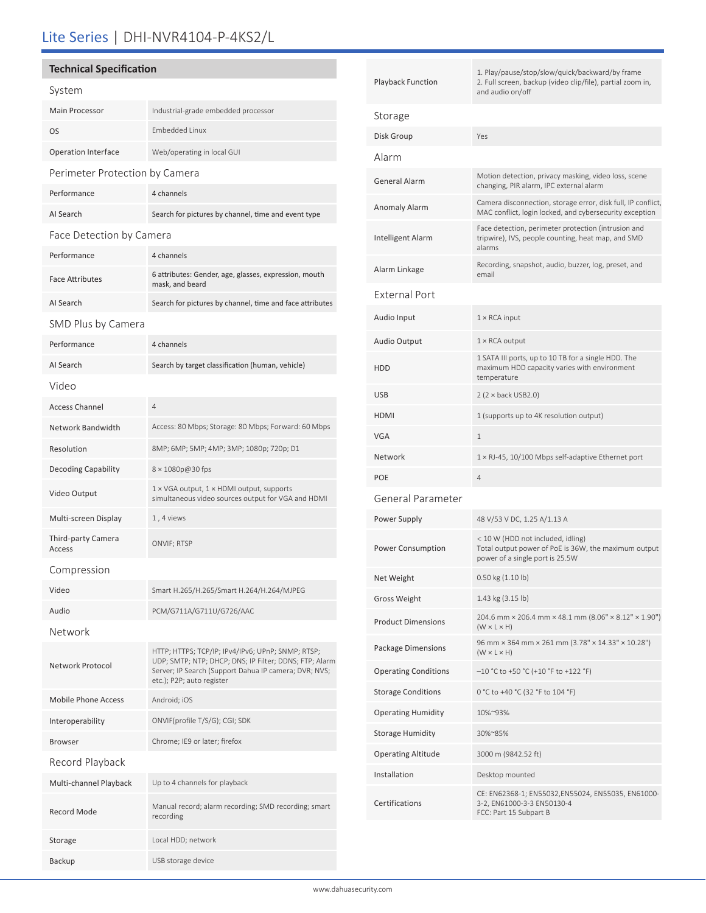# Lite Series | DHI-NVR4104-P-4KS2/L

## Technical Specification

### System

| | |
|---|---|
| Main Processor | Industrial-grade embedded processor |
| OS | Embedded Linux |
| Operation Interface | Web/operating in local GUI |

### Perimeter Protection by Camera

| | |
|---|---|
| Performance | 4 channels |
| AI Search | Search for pictures by channel, time and event type |

### Face Detection by Camera

| | |
|---|---|
| Performance | 4 channels |
| Face Attributes | 6 attributes: Gender, age, glasses, expression, mouth mask, and beard |
| AI Search | Search for pictures by channel, time and face attributes |

### SMD Plus by Camera

| | |
|---|---|
| Performance | 4 channels |
| AI Search | Search by target classification (human, vehicle) |

### Video

| | |
|---|---|
| Access Channel | 4 |
| Network Bandwidth | Access: 80 Mbps; Storage: 80 Mbps; Forward: 60 Mbps |
| Resolution | 8MP; 6MP; 5MP; 4MP; 3MP; 1080p; 720p; D1 |
| Decoding Capability | 8 × 1080p@30 fps |
| Video Output | 1 × VGA output, 1 × HDMI output, supports simultaneous video sources output for VGA and HDMI |
| Multi-screen Display | 1 , 4 views |
| Third-party Camera Access | ONVIF; RTSP |

### Compression

| | |
|---|---|
| Video | Smart H.265/H.265/Smart H.264/H.264/MJPEG |
| Audio | PCM/G711A/G711U/G726/AAC |

### Network

| | |
|---|---|
| Network Protocol | HTTP; HTTPS; TCP/IP; IPv4/IPv6; UPnP; SNMP; RTSP; UDP; SMTP; NTP; DHCP; DNS; IP Filter; DDNS; FTP; Alarm Server; IP Search (Support Dahua IP camera; DVR; NVS; etc.); P2P; auto register |
| Mobile Phone Access | Android; iOS |
| Interoperability | ONVIF(profile T/S/G); CGI; SDK |
| Browser | Chrome; IE9 or later; firefox |

### Record Playback

| | |
|---|---|
| Multi-channel Playback | Up to 4 channels for playback |
| Record Mode | Manual record; alarm recording; SMD recording; smart recording |
| Storage | Local HDD; network |
| Backup | USB storage device |
| Playback Function | 1. Play/pause/stop/slow/quick/backward/by frame<br>2. Full screen, backup (video clip/file), partial zoom in, and audio on/off |

### Storage

| | |
|---|---|
| Disk Group | Yes |

### Alarm

| | |
|---|---|
| General Alarm | Motion detection, privacy masking, video loss, scene changing, PIR alarm, IPC external alarm |
| Anomaly Alarm | Camera disconnection, storage error, disk full, IP conflict, MAC conflict, login locked, and cybersecurity exception |
| Intelligent Alarm | Face detection, perimeter protection (intrusion and tripwire), IVS, people counting, heat map, and SMD alarms |
| Alarm Linkage | Recording, snapshot, audio, buzzer, log, preset, and email |

### External Port

| | |
|---|---|
| Audio Input | 1 × RCA input |
| Audio Output | 1 × RCA output |
| HDD | 1 SATA III ports, up to 10 TB for a single HDD. The maximum HDD capacity varies with environment temperature |
| USB | 2 (2 × back USB2.0) |
| HDMI | 1 (supports up to 4K resolution output) |
| VGA | 1 |
| Network | 1 × RJ-45, 10/100 Mbps self-adaptive Ethernet port |
| POE | 4 |

### General Parameter

| | |
|---|---|
| Power Supply | 48 V/53 V DC, 1.25 A/1.13 A |
| Power Consumption | < 10 W (HDD not included, idling)<br>Total output power of PoE is 36W, the maximum output power of a single port is 25.5W |
| Net Weight | 0.50 kg (1.10 lb) |
| Gross Weight | 1.43 kg (3.15 lb) |
| Product Dimensions | 204.6 mm × 206.4 mm × 48.1 mm (8.06" × 8.12" × 1.90") (W × L × H) |
| Package Dimensions | 96 mm × 364 mm × 261 mm (3.78" × 14.33" × 10.28") (W × L × H) |
| Operating Conditions | –10 °C to +50 °C (+10 °F to +122 °F) |
| Storage Conditions | 0 °C to +40 °C (32 °F to 104 °F) |
| Operating Humidity | 10%~93% |
| Storage Humidity | 30%~85% |
| Operating Altitude | 3000 m (9842.52 ft) |
| Installation | Desktop mounted |
| Certifications | CE: EN62368-1; EN55032,EN55024, EN55035, EN61000-3-2, EN61000-3-3 EN50130-4<br>FCC: Part 15 Subpart B |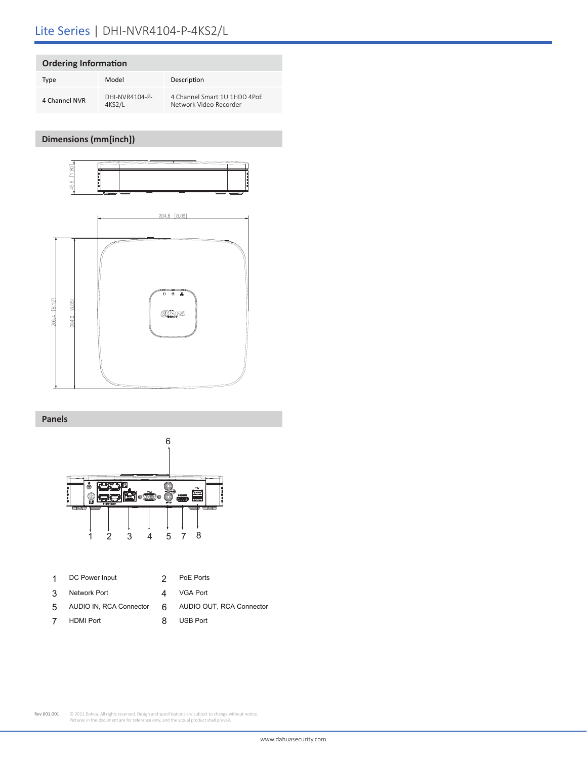# Lite Series | DHI-NVR4104-P-4KS2/L

## Ordering Information

| Type | Model | Description |
|---|---|---|
| 4 Channel NVR | DHI-NVR4104-P-4KS2/L | 4 Channel Smart 1U 1HDD 4PoE Network Video Recorder |

## Dimensions (mm[inch])

45.6 [1.80]

204.6 [8.06]

206.4 [8.12]

204.6 [8.06]

## Panels

| | | | |
|---|---|---|---|
| 1 | DC Power Input | 2 | PoE Ports |
| 3 | Network Port | 4 | VGA Port |
| 5 | AUDIO IN, RCA Connector | 6 | AUDIO OUT, RCA Connector |
| 7 | HDMI Port | 8 | USB Port |

Rev 001.001 © 2021 Dahua. All rights reserved. Design and specifications are subject to change without notice. Pictures in the document are for reference only, and the actual product shall prevail.

www.dahuasecurity.com